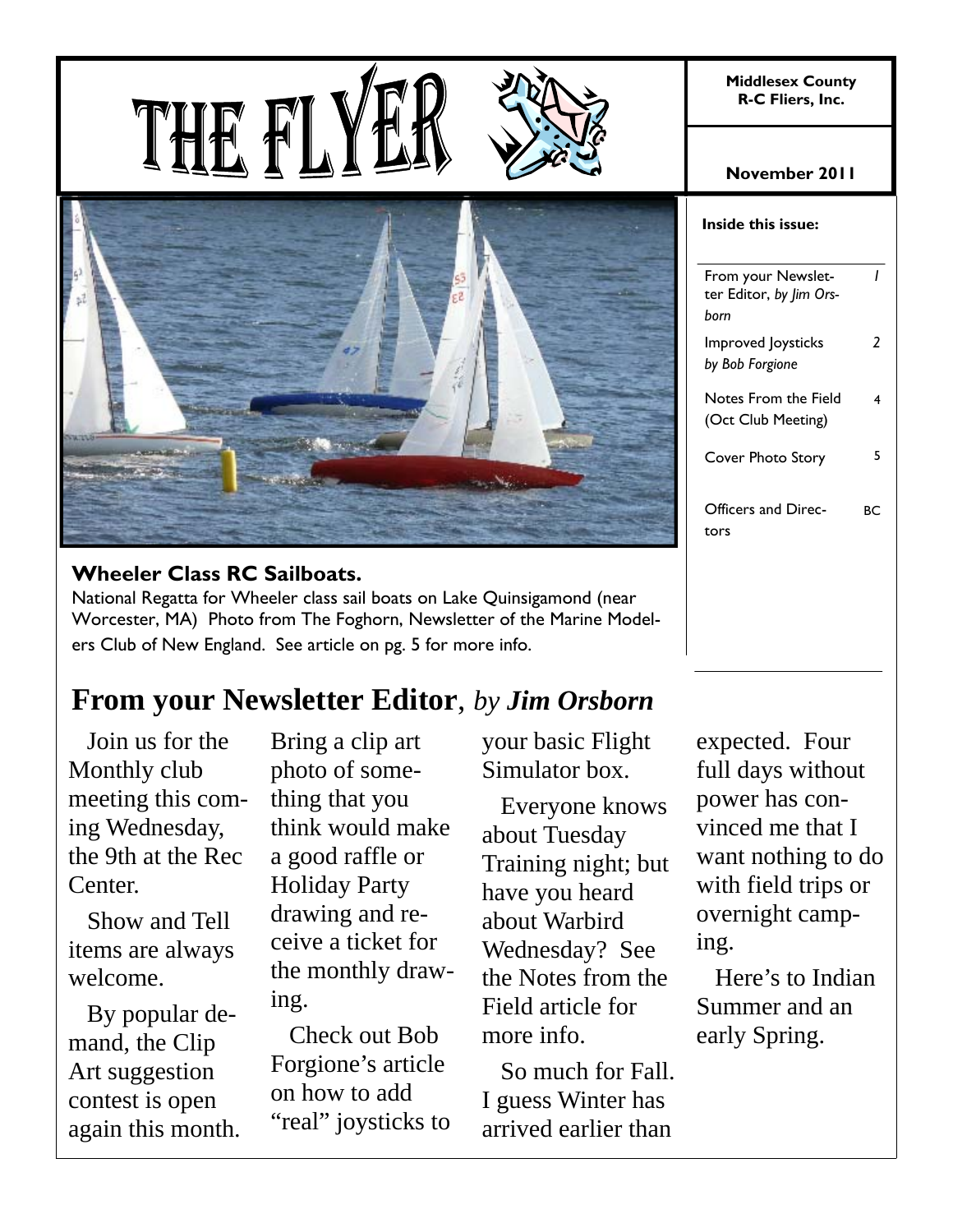# THE FLYER

**Middlesex County R-C Fliers, Inc.**

**November 2011**

**Inside this issue:**

| | |
|---|---|
| From your Newsletter Editor, *by Jim Orsborn* | *1* |
| Improved Joysticks *by Bob Forgione* | *2* |
| Notes From the Field (Oct Club Meeting) | 4 |
| Cover Photo Story | 5 |
| Officers and Directors | BC |

**Wheeler Class RC Sailboats.**

National Regatta for Wheeler class sail boats on Lake Quinsigamond (near Worcester, MA) Photo from The Foghorn, Newsletter of the Marine Modelers Club of New England. See article on pg. 5 for more info.

## From your Newsletter Editor, *by Jim Orsborn*

Join us for the Monthly club meeting this coming Wednesday, the 9th at the Rec Center.

Show and Tell items are always welcome.

By popular demand, the Clip Art suggestion contest is open again this month. Bring a clip art photo of something that you think would make a good raffle or Holiday Party drawing and receive a ticket for the monthly drawing.

Check out Bob Forgione's article on how to add "real" joysticks to your basic Flight Simulator box.

Everyone knows about Tuesday Training night; but have you heard about Warbird Wednesday? See the Notes from the Field article for more info.

So much for Fall. I guess Winter has arrived earlier than expected. Four full days without power has convinced me that I want nothing to do with field trips or overnight camping.

Here's to Indian Summer and an early Spring.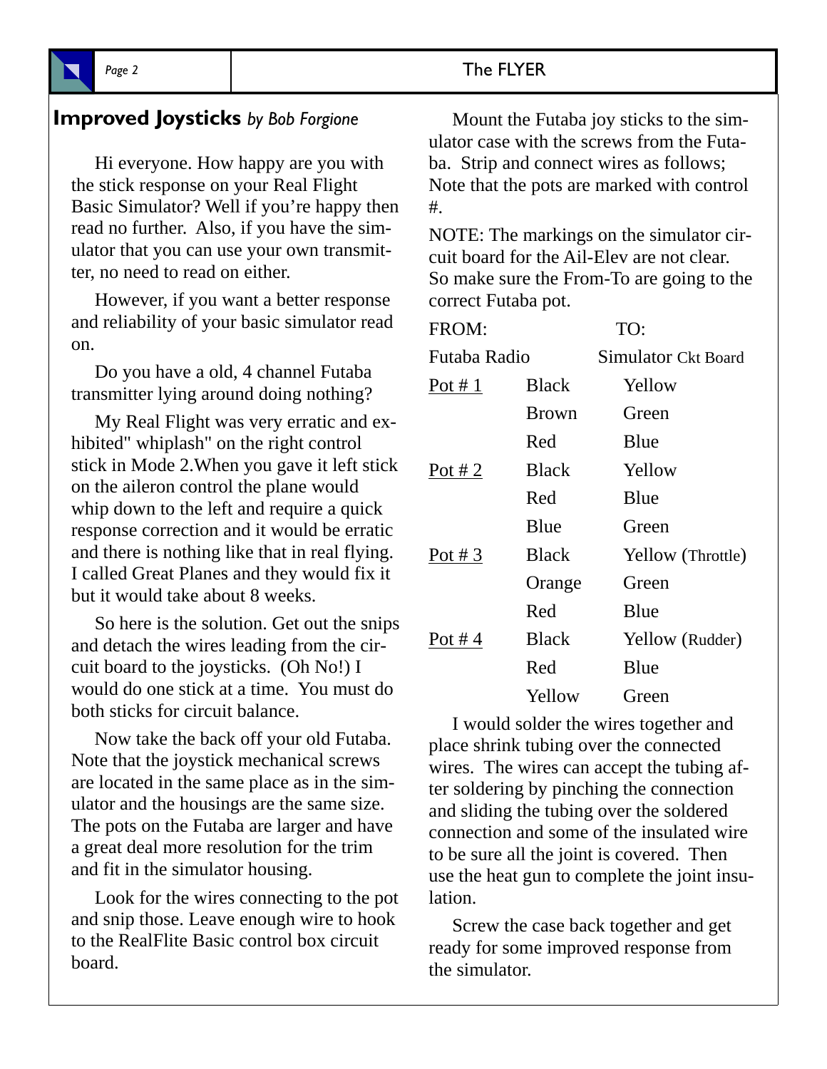## Improved Joysticks *by Bob Forgione*

Hi everyone. How happy are you with the stick response on your Real Flight Basic Simulator? Well if you're happy then read no further. Also, if you have the simulator that you can use your own transmitter, no need to read on either.

However, if you want a better response and reliability of your basic simulator read on.

Do you have a old, 4 channel Futaba transmitter lying around doing nothing?

My Real Flight was very erratic and exhibited" whiplash" on the right control stick in Mode 2.When you gave it left stick on the aileron control the plane would whip down to the left and require a quick response correction and it would be erratic and there is nothing like that in real flying. I called Great Planes and they would fix it but it would take about 8 weeks.

So here is the solution. Get out the snips and detach the wires leading from the circuit board to the joysticks. (Oh No!) I would do one stick at a time. You must do both sticks for circuit balance.

Now take the back off your old Futaba. Note that the joystick mechanical screws are located in the same place as in the simulator and the housings are the same size. The pots on the Futaba are larger and have a great deal more resolution for the trim and fit in the simulator housing.

Look for the wires connecting to the pot and snip those. Leave enough wire to hook to the RealFlite Basic control box circuit board.

Mount the Futaba joy sticks to the simulator case with the screws from the Futaba. Strip and connect wires as follows; Note that the pots are marked with control #.

NOTE: The markings on the simulator circuit board for the Ail-Elev are not clear. So make sure the From-To are going to the correct Futaba pot.

| FROM: Futaba Radio | | TO: Simulator Ckt Board |
|---|---|---|
| Pot # 1 | Black | Yellow |
| | Brown | Green |
| | Red | Blue |
| Pot # 2 | Black | Yellow |
| | Red | Blue |
| | Blue | Green |
| Pot # 3 | Black | Yellow (Throttle) |
| | Orange | Green |
| | Red | Blue |
| Pot # 4 | Black | Yellow (Rudder) |
| | Red | Blue |
| | Yellow | Green |

I would solder the wires together and place shrink tubing over the connected wires. The wires can accept the tubing after soldering by pinching the connection and sliding the tubing over the soldered connection and some of the insulated wire to be sure all the joint is covered. Then use the heat gun to complete the joint insulation.

Screw the case back together and get ready for some improved response from the simulator.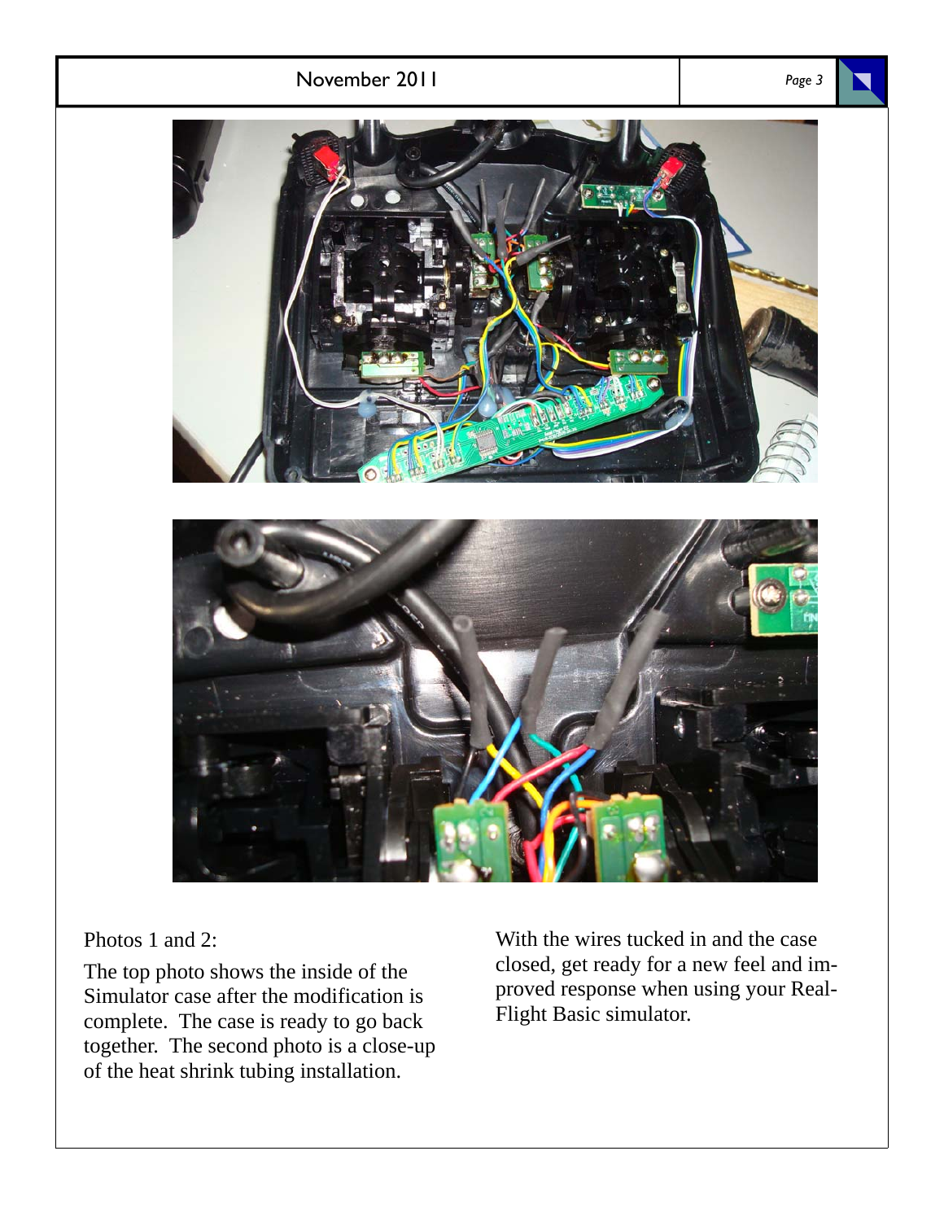Photos 1 and 2:

The top photo shows the inside of the Simulator case after the modification is complete. The case is ready to go back together. The second photo is a close-up of the heat shrink tubing installation.

With the wires tucked in and the case closed, get ready for a new feel and improved response when using your Real-Flight Basic simulator.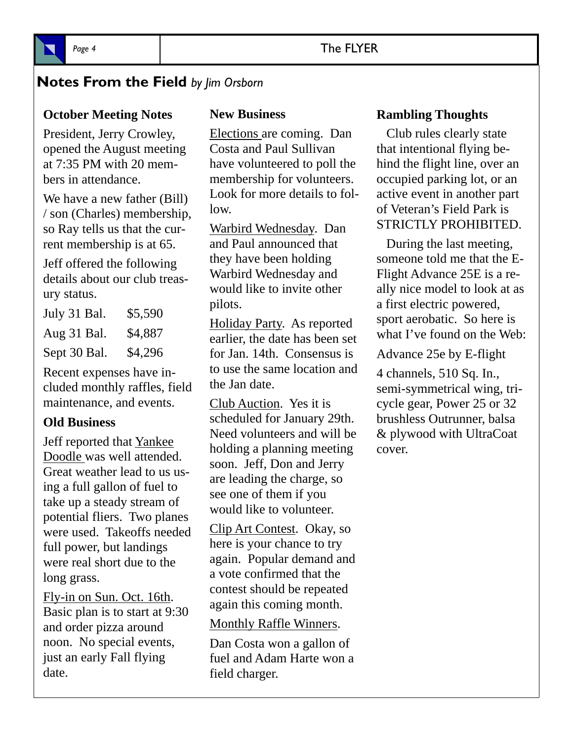## Notes From the Field *by Jim Orsborn*

### October Meeting Notes

President, Jerry Crowley, opened the August meeting at 7:35 PM with 20 members in attendance.

We have a new father (Bill) / son (Charles) membership, so Ray tells us that the current membership is at 65.

Jeff offered the following details about our club treasury status.

| | |
|---|---|
| July 31 Bal. | $5,590 |
| Aug 31 Bal. | $4,887 |
| Sept 30 Bal. | $4,296 |

Recent expenses have included monthly raffles, field maintenance, and events.

### Old Business

Jeff reported that Yankee Doodle was well attended. Great weather lead to us using a full gallon of fuel to take up a steady stream of potential fliers. Two planes were used. Takeoffs needed full power, but landings were real short due to the long grass.

Fly-in on Sun. Oct. 16th. Basic plan is to start at 9:30 and order pizza around noon. No special events, just an early Fall flying date.

### New Business

Elections are coming. Dan Costa and Paul Sullivan have volunteered to poll the membership for volunteers. Look for more details to follow.

Warbird Wednesday. Dan and Paul announced that they have been holding Warbird Wednesday and would like to invite other pilots.

Holiday Party. As reported earlier, the date has been set for Jan. 14th. Consensus is to use the same location and the Jan date.

Club Auction. Yes it is scheduled for January 29th. Need volunteers and will be holding a planning meeting soon. Jeff, Don and Jerry are leading the charge, so see one of them if you would like to volunteer.

Clip Art Contest. Okay, so here is your chance to try again. Popular demand and a vote confirmed that the contest should be repeated again this coming month.

Monthly Raffle Winners.

Dan Costa won a gallon of fuel and Adam Harte won a field charger.

### Rambling Thoughts

Club rules clearly state that intentional flying behind the flight line, over an occupied parking lot, or an active event in another part of Veteran's Field Park is STRICTLY PROHIBITED.

During the last meeting, someone told me that the E-Flight Advance 25E is a really nice model to look at as a first electric powered, sport aerobatic. So here is what I've found on the Web:

Advance 25e by E-flight

4 channels, 510 Sq. In., semi-symmetrical wing, tricycle gear, Power 25 or 32 brushless Outrunner, balsa & plywood with UltraCoat cover.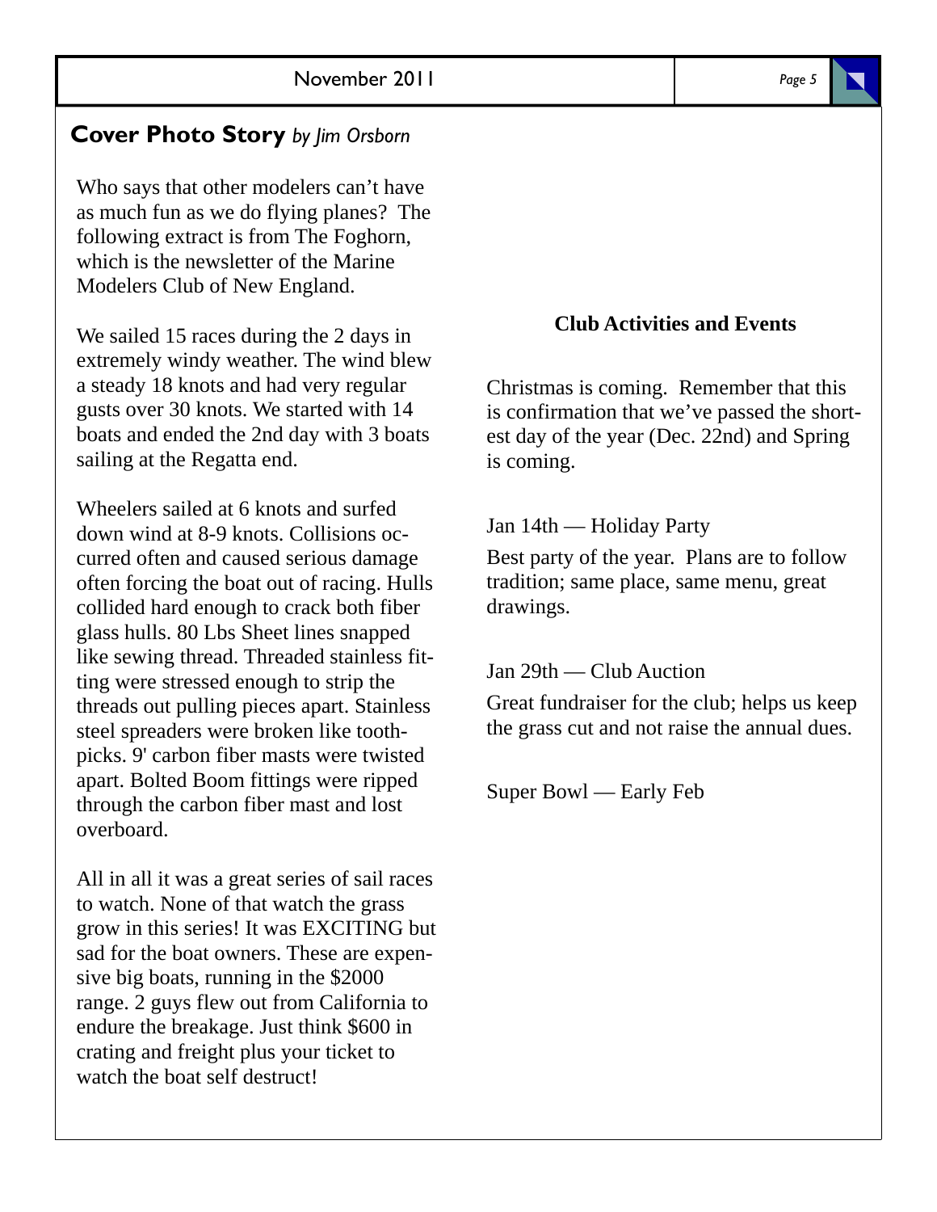## Cover Photo Story *by Jim Orsborn*

Who says that other modelers can't have as much fun as we do flying planes? The following extract is from The Foghorn, which is the newsletter of the Marine Modelers Club of New England.

We sailed 15 races during the 2 days in extremely windy weather. The wind blew a steady 18 knots and had very regular gusts over 30 knots. We started with 14 boats and ended the 2nd day with 3 boats sailing at the Regatta end.

Wheelers sailed at 6 knots and surfed down wind at 8-9 knots. Collisions occurred often and caused serious damage often forcing the boat out of racing. Hulls collided hard enough to crack both fiber glass hulls. 80 Lbs Sheet lines snapped like sewing thread. Threaded stainless fitting were stressed enough to strip the threads out pulling pieces apart. Stainless steel spreaders were broken like toothpicks. 9' carbon fiber masts were twisted apart. Bolted Boom fittings were ripped through the carbon fiber mast and lost overboard.

All in all it was a great series of sail races to watch. None of that watch the grass grow in this series! It was EXCITING but sad for the boat owners. These are expensive big boats, running in the $2000 range. 2 guys flew out from California to endure the breakage. Just think $600 in crating and freight plus your ticket to watch the boat self destruct!

**Club Activities and Events**

Christmas is coming. Remember that this is confirmation that we've passed the shortest day of the year (Dec. 22nd) and Spring is coming.

Jan 14th — Holiday Party

Best party of the year. Plans are to follow tradition; same place, same menu, great drawings.

Jan 29th — Club Auction

Great fundraiser for the club; helps us keep the grass cut and not raise the annual dues.

Super Bowl — Early Feb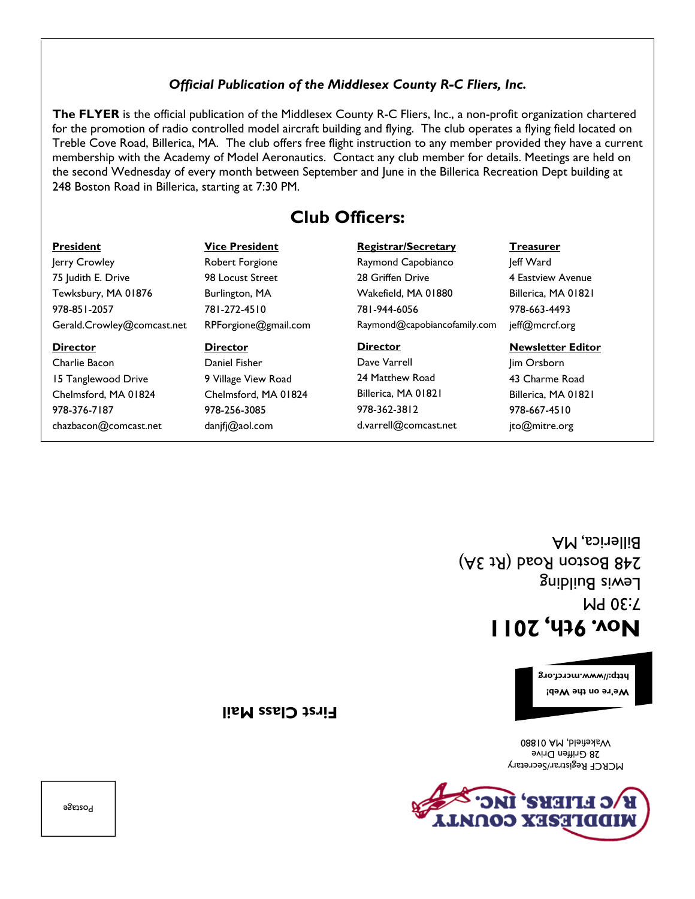*Official Publication of the Middlesex County R-C Fliers, Inc.*

**The FLYER** is the official publication of the Middlesex County R-C Fliers, Inc., a non-profit organization chartered for the promotion of radio controlled model aircraft building and flying. The club operates a flying field located on Treble Cove Road, Billerica, MA. The club offers free flight instruction to any member provided they have a current membership with the Academy of Model Aeronautics. Contact any club member for details. Meetings are held on the second Wednesday of every month between September and June in the Billerica Recreation Dept building at 248 Boston Road in Billerica, starting at 7:30 PM.

## Club Officers:

**President**
Jerry Crowley
75 Judith E. Drive
Tewksbury, MA 01876
978-851-2057
Gerald.Crowley@comcast.net

**Vice President**
Robert Forgione
98 Locust Street
Burlington, MA
781-272-4510
RPForgione@gmail.com

**Registrar/Secretary**
Raymond Capobianco
28 Griffen Drive
Wakefield, MA 01880
781-944-6056
Raymond@capobiancofamily.com

**Treasurer**
Jeff Ward
4 Eastview Avenue
Billerica, MA 01821
978-663-4493
jeff@mcrcf.org

**Director**
Charlie Bacon
15 Tanglewood Drive
Chelmsford, MA 01824
978-376-7187
chazbacon@comcast.net

**Director**
Daniel Fisher
9 Village View Road
Chelmsford, MA 01824
978-256-3085
danjfj@aol.com

**Director**
Dave Varrell
24 Matthew Road
Billerica, MA 01821
978-362-3812
d.varrell@comcast.net

**Newsletter Editor**
Jim Orsborn
43 Charme Road
Billerica, MA 01821
978-667-4510
jto@mitre.org

**Nov. 9th, 2011**
7:30 PM
Lewis Building
248 Boston Road (Rt 3A)
Billerica, MA

**We're on the Web!**
**http://www.mcrcf.org**

MIDDLESEX COUNTY R/C FLIERS, INC.

MCRCF Registrar/Secretary
28 Griffen Drive
Wakefield, MA 01880

**First Class Mail**

Postage